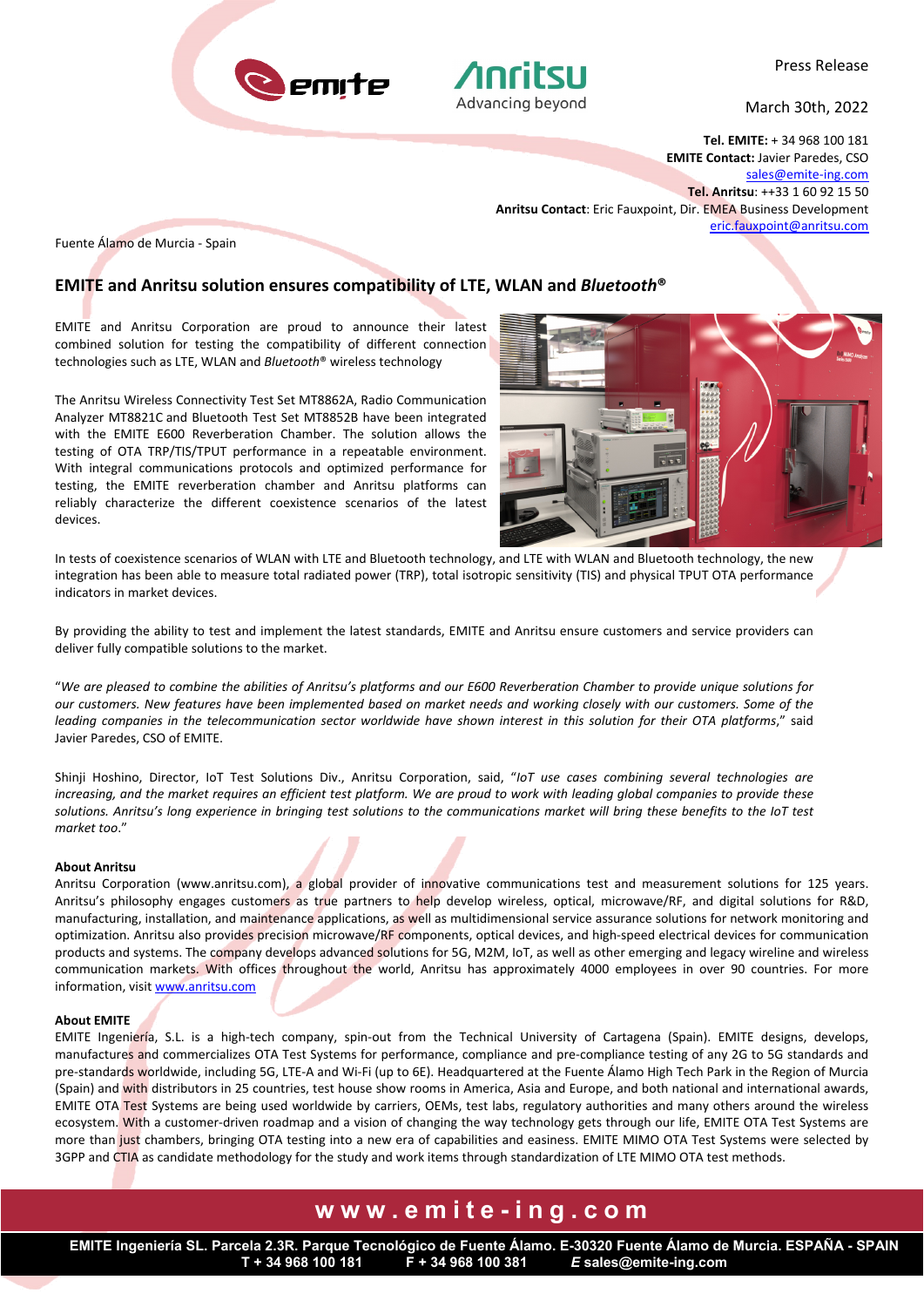Press Release

March 30th, 2022

**Tel. EMITE:** + 34 968 100 181
**EMITE Contact:** Javier Paredes, CSO
sales@emite-ing.com
**Tel. Anritsu**: ++33 1 60 92 15 50
**Anritsu Contact**: Eric Fauxpoint, Dir. EMEA Business Development
eric.fauxpoint@anritsu.com

Fuente Álamo de Murcia - Spain

## EMITE and Anritsu solution ensures compatibility of LTE, WLAN and *Bluetooth*®

EMITE and Anritsu Corporation are proud to announce their latest combined solution for testing the compatibility of different connection technologies such as LTE, WLAN and *Bluetooth*® wireless technology

The Anritsu Wireless Connectivity Test Set MT8862A, Radio Communication Analyzer MT8821C and Bluetooth Test Set MT8852B have been integrated with the EMITE E600 Reverberation Chamber. The solution allows the testing of OTA TRP/TIS/TPUT performance in a repeatable environment. With integral communications protocols and optimized performance for testing, the EMITE reverberation chamber and Anritsu platforms can reliably characterize the different coexistence scenarios of the latest devices.

In tests of coexistence scenarios of WLAN with LTE and Bluetooth technology, and LTE with WLAN and Bluetooth technology, the new integration has been able to measure total radiated power (TRP), total isotropic sensitivity (TIS) and physical TPUT OTA performance indicators in market devices.

By providing the ability to test and implement the latest standards, EMITE and Anritsu ensure customers and service providers can deliver fully compatible solutions to the market.

"*We are pleased to combine the abilities of Anritsu's platforms and our E600 Reverberation Chamber to provide unique solutions for our customers. New features have been implemented based on market needs and working closely with our customers. Some of the leading companies in the telecommunication sector worldwide have shown interest in this solution for their OTA platforms*," said Javier Paredes, CSO of EMITE.

Shinji Hoshino, Director, IoT Test Solutions Div., Anritsu Corporation, said, "*IoT use cases combining several technologies are increasing, and the market requires an efficient test platform. We are proud to work with leading global companies to provide these solutions. Anritsu's long experience in bringing test solutions to the communications market will bring these benefits to the IoT test market too*."

**About Anritsu**
Anritsu Corporation (www.anritsu.com), a global provider of innovative communications test and measurement solutions for 125 years. Anritsu's philosophy engages customers as true partners to help develop wireless, optical, microwave/RF, and digital solutions for R&D, manufacturing, installation, and maintenance applications, as well as multidimensional service assurance solutions for network monitoring and optimization. Anritsu also provides precision microwave/RF components, optical devices, and high-speed electrical devices for communication products and systems. The company develops advanced solutions for 5G, M2M, IoT, as well as other emerging and legacy wireline and wireless communication markets. With offices throughout the world, Anritsu has approximately 4000 employees in over 90 countries. For more information, visit www.anritsu.com

**About EMITE**
EMITE Ingeniería, S.L. is a high-tech company, spin-out from the Technical University of Cartagena (Spain). EMITE designs, develops, manufactures and commercializes OTA Test Systems for performance, compliance and pre-compliance testing of any 2G to 5G standards and pre-standards worldwide, including 5G, LTE-A and Wi-Fi (up to 6E). Headquartered at the Fuente Álamo High Tech Park in the Region of Murcia (Spain) and with distributors in 25 countries, test house show rooms in America, Asia and Europe, and both national and international awards, EMITE OTA Test Systems are being used worldwide by carriers, OEMs, test labs, regulatory authorities and many others around the wireless ecosystem. With a customer-driven roadmap and a vision of changing the way technology gets through our life, EMITE OTA Test Systems are more than just chambers, bringing OTA testing into a new era of capabilities and easiness. EMITE MIMO OTA Test Systems were selected by 3GPP and CTIA as candidate methodology for the study and work items through standardization of LTE MIMO OTA test methods.

**www.emite-ing.com**

**EMITE Ingeniería SL. Parcela 2.3R. Parque Tecnológico de Fuente Álamo. E-30320 Fuente Álamo de Murcia. ESPAÑA - SPAIN**
**T + 34 968 100 181 F + 34 968 100 381 *E* sales@emite-ing.com**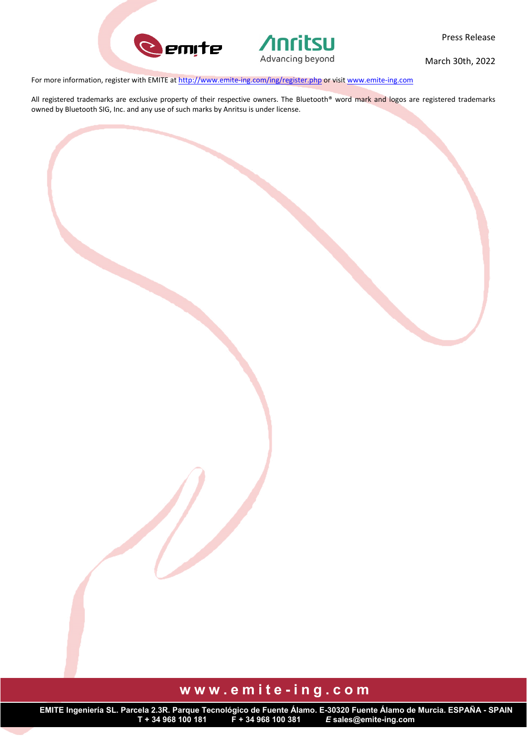For more information, register with EMITE at http://www.emite-ing.com/ing/register.php or visit www.emite-ing.com

All registered trademarks are exclusive property of their respective owners. The Bluetooth® word mark and logos are registered trademarks owned by Bluetooth SIG, Inc. and any use of such marks by Anritsu is under license.